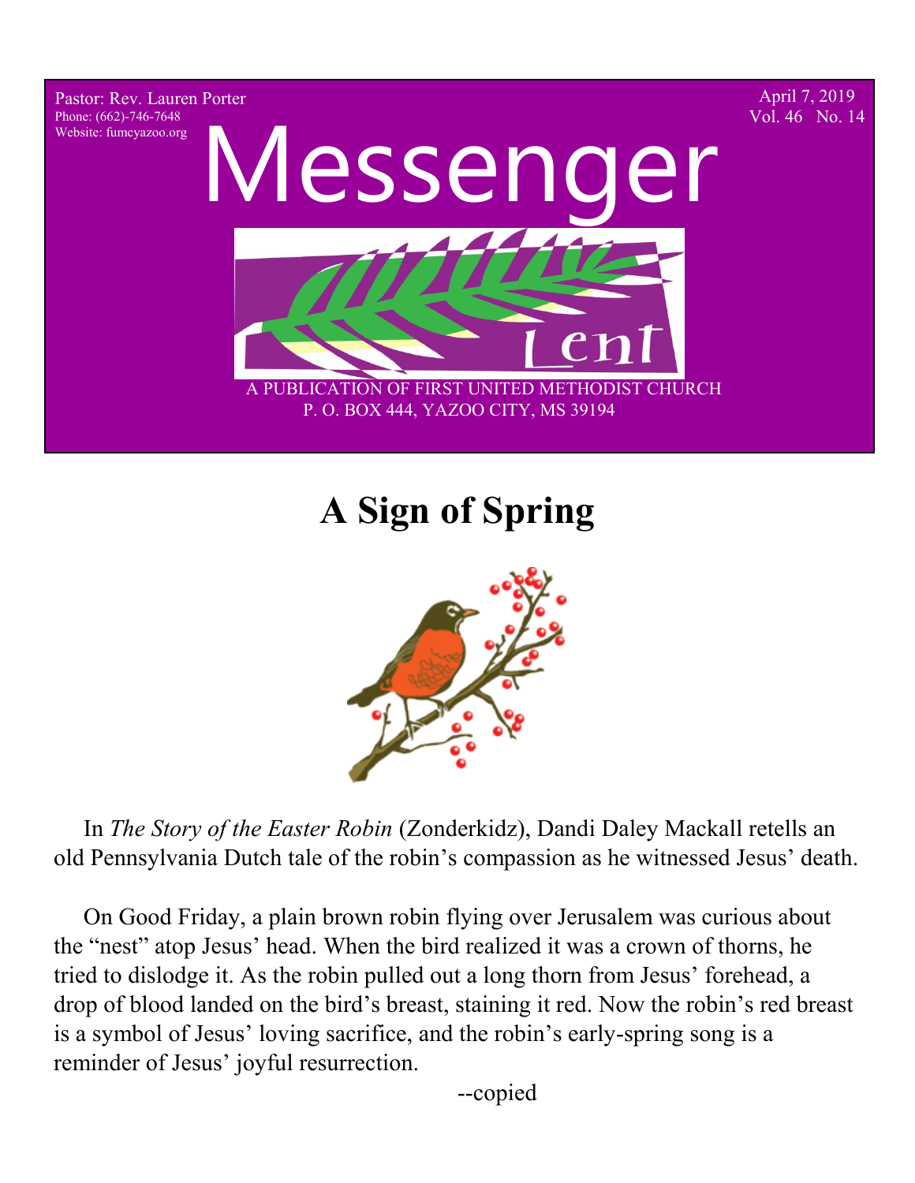Pastor: Rev. Lauren Porter
Phone: (662)-746-7648
Website: fumcyazoo.org

April 7, 2019
Vol. 46 No. 14

# Messenger

Lent

A PUBLICATION OF FIRST UNITED METHODIST CHURCH
P. O. BOX 444, YAZOO CITY, MS 39194

## A Sign of Spring

In *The Story of the Easter Robin* (Zonderkidz), Dandi Daley Mackall retells an old Pennsylvania Dutch tale of the robin's compassion as he witnessed Jesus' death.

On Good Friday, a plain brown robin flying over Jerusalem was curious about the "nest" atop Jesus' head. When the bird realized it was a crown of thorns, he tried to dislodge it. As the robin pulled out a long thorn from Jesus' forehead, a drop of blood landed on the bird's breast, staining it red. Now the robin's red breast is a symbol of Jesus' loving sacrifice, and the robin's early-spring song is a reminder of Jesus' joyful resurrection.

--copied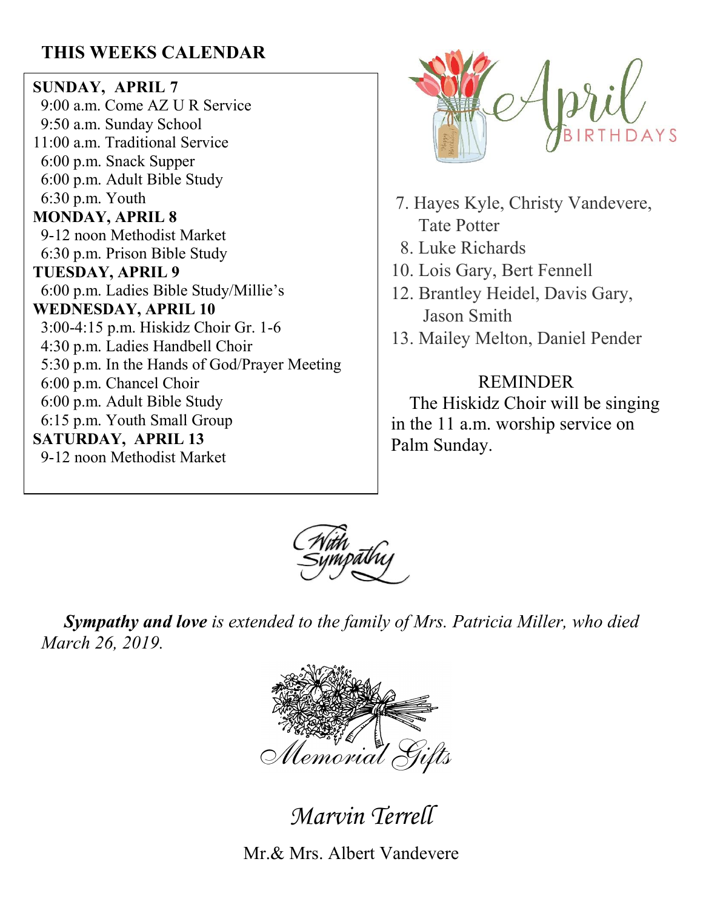## THIS WEEKS CALENDAR

**SUNDAY, APRIL 7**
9:00 a.m. Come AZ U R Service
9:50 a.m. Sunday School
11:00 a.m. Traditional Service
6:00 p.m. Snack Supper
6:00 p.m. Adult Bible Study
6:30 p.m. Youth

**MONDAY, APRIL 8**
9-12 noon Methodist Market
6:30 p.m. Prison Bible Study

**TUESDAY, APRIL 9**
6:00 p.m. Ladies Bible Study/Millie's

**WEDNESDAY, APRIL 10**
3:00-4:15 p.m. Hiskidz Choir Gr. 1-6
4:30 p.m. Ladies Handbell Choir
5:30 p.m. In the Hands of God/Prayer Meeting
6:00 p.m. Chancel Choir
6:00 p.m. Adult Bible Study
6:15 p.m. Youth Small Group

**SATURDAY, APRIL 13**
9-12 noon Methodist Market

## April BIRTHDAYS

7. Hayes Kyle, Christy Vandevere, Tate Potter
8. Luke Richards
10. Lois Gary, Bert Fennell
12. Brantley Heidel, Davis Gary, Jason Smith
13. Mailey Melton, Daniel Pender

REMINDER

The Hiskidz Choir will be singing in the 11 a.m. worship service on Palm Sunday.

## With Sympathy

***Sympathy and love*** *is extended to the family of Mrs. Patricia Miller, who died March 26, 2019.*

## Memorial Gifts

*Marvin Terrell*

Mr.& Mrs. Albert Vandevere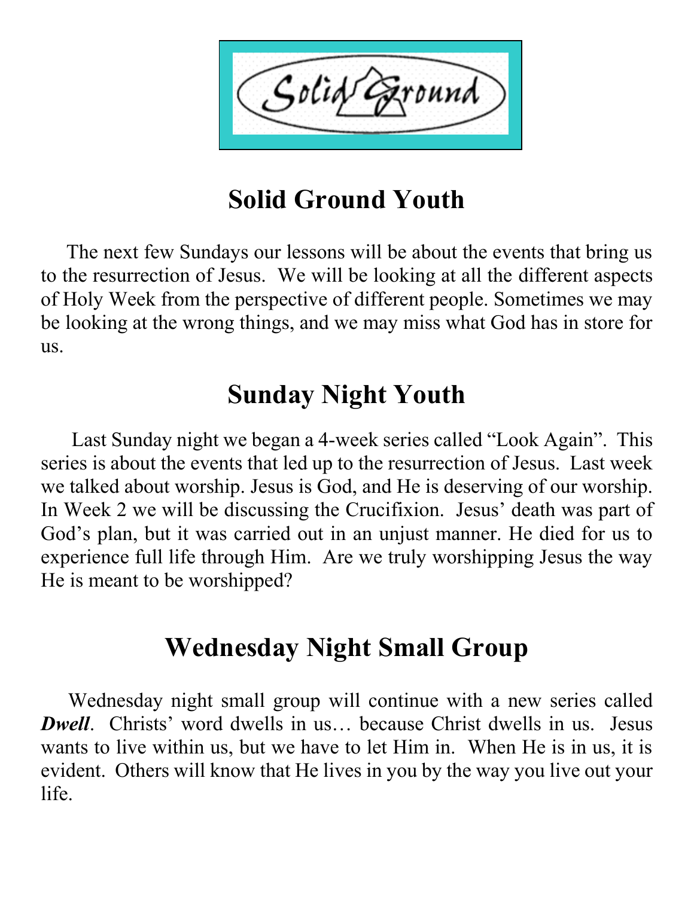# Solid Ground Youth

The next few Sundays our lessons will be about the events that bring us to the resurrection of Jesus. We will be looking at all the different aspects of Holy Week from the perspective of different people. Sometimes we may be looking at the wrong things, and we may miss what God has in store for us.

# Sunday Night Youth

Last Sunday night we began a 4-week series called "Look Again". This series is about the events that led up to the resurrection of Jesus. Last week we talked about worship. Jesus is God, and He is deserving of our worship. In Week 2 we will be discussing the Crucifixion. Jesus' death was part of God's plan, but it was carried out in an unjust manner. He died for us to experience full life through Him. Are we truly worshipping Jesus the way He is meant to be worshipped?

# Wednesday Night Small Group

Wednesday night small group will continue with a new series called ***Dwell***. Christs' word dwells in us… because Christ dwells in us. Jesus wants to live within us, but we have to let Him in. When He is in us, it is evident. Others will know that He lives in you by the way you live out your life.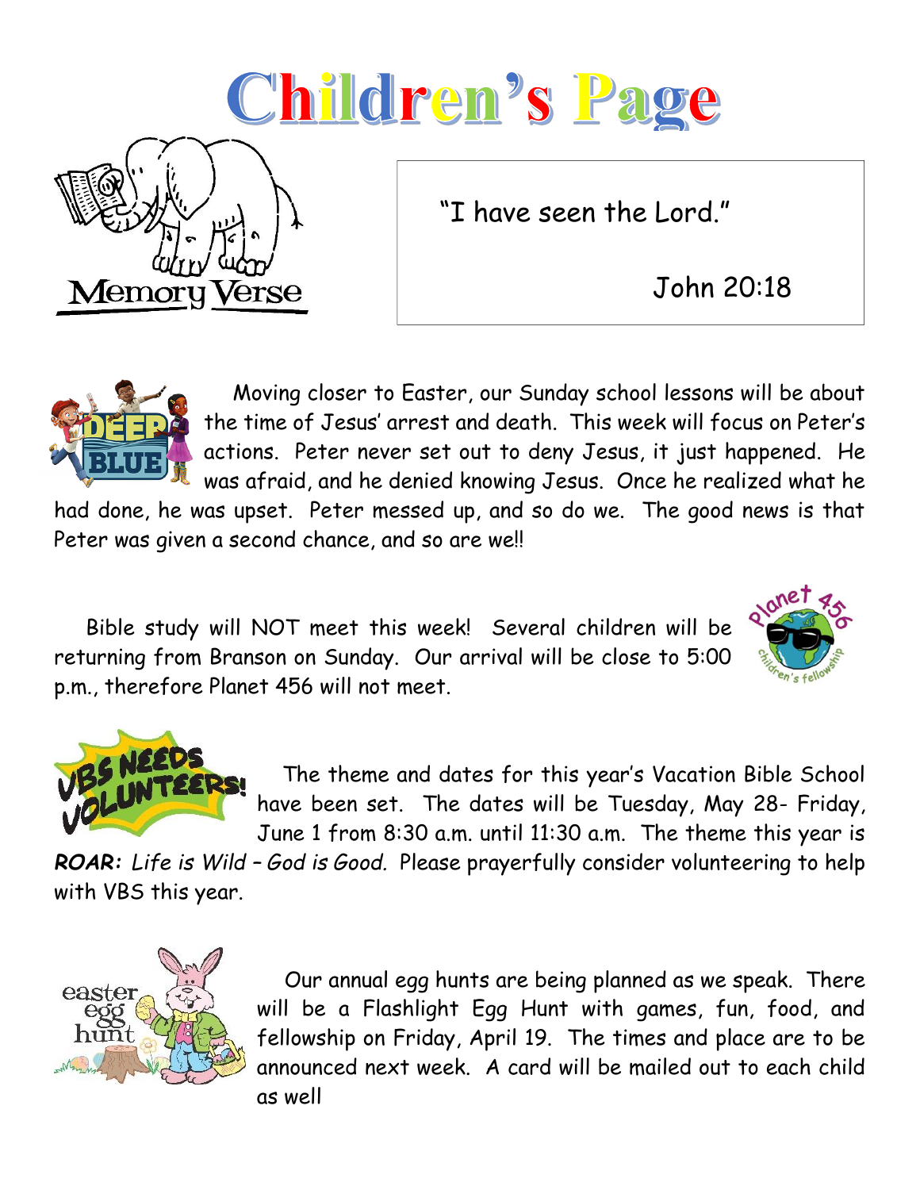# Children's Page

**Memory Verse**

"I have seen the Lord."

John 20:18

Moving closer to Easter, our Sunday school lessons will be about the time of Jesus' arrest and death. This week will focus on Peter's actions. Peter never set out to deny Jesus, it just happened. He was afraid, and he denied knowing Jesus. Once he realized what he had done, he was upset. Peter messed up, and so do we. The good news is that Peter was given a second chance, and so are we!!

Bible study will NOT meet this week! Several children will be returning from Branson on Sunday. Our arrival will be close to 5:00 p.m., therefore Planet 456 will not meet.

The theme and dates for this year's Vacation Bible School have been set. The dates will be Tuesday, May 28- Friday, June 1 from 8:30 a.m. until 11:30 a.m. The theme this year is ***ROAR:*** *Life is Wild – God is Good.* Please prayerfully consider volunteering to help with VBS this year.

Our annual egg hunts are being planned as we speak. There will be a Flashlight Egg Hunt with games, fun, food, and fellowship on Friday, April 19. The times and place are to be announced next week. A card will be mailed out to each child as well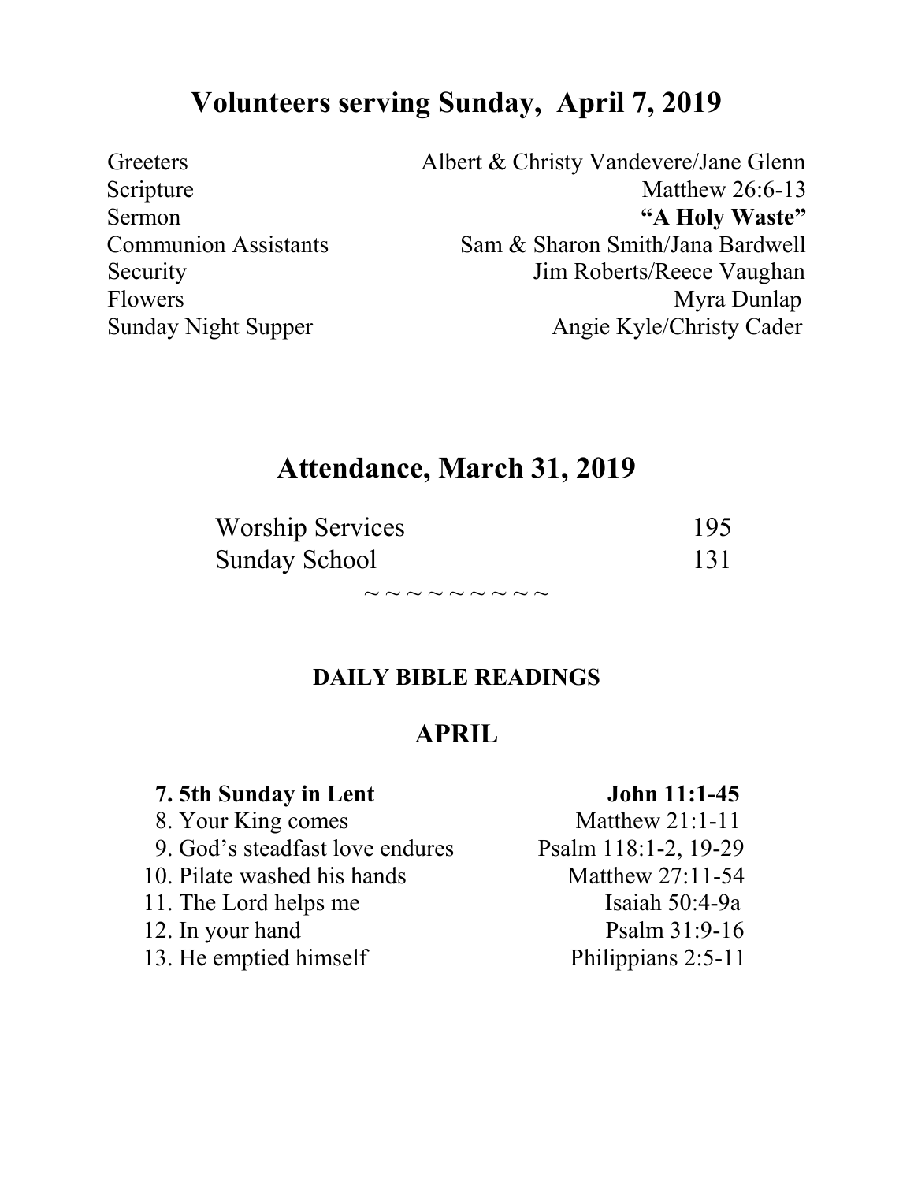# Volunteers serving Sunday, April 7, 2019

| | |
|---|---|
| Greeters | Albert & Christy Vandevere/Jane Glenn |
| Scripture | Matthew 26:6-13 |
| Sermon | **"A Holy Waste"** |
| Communion Assistants | Sam & Sharon Smith/Jana Bardwell |
| Security | Jim Roberts/Reece Vaughan |
| Flowers | Myra Dunlap |
| Sunday Night Supper | Angie Kyle/Christy Cader |

# Attendance, March 31, 2019

| | |
|---|---|
| Worship Services | 195 |
| Sunday School | 131 |

~ ~ ~ ~ ~ ~ ~ ~ ~ ~

### DAILY BIBLE READINGS

## APRIL

| | |
|---|---|
| **7. 5th Sunday in Lent** | **John 11:1-45** |
| 8. Your King comes | Matthew 21:1-11 |
| 9. God's steadfast love endures | Psalm 118:1-2, 19-29 |
| 10. Pilate washed his hands | Matthew 27:11-54 |
| 11. The Lord helps me | Isaiah 50:4-9a |
| 12. In your hand | Psalm 31:9-16 |
| 13. He emptied himself | Philippians 2:5-11 |